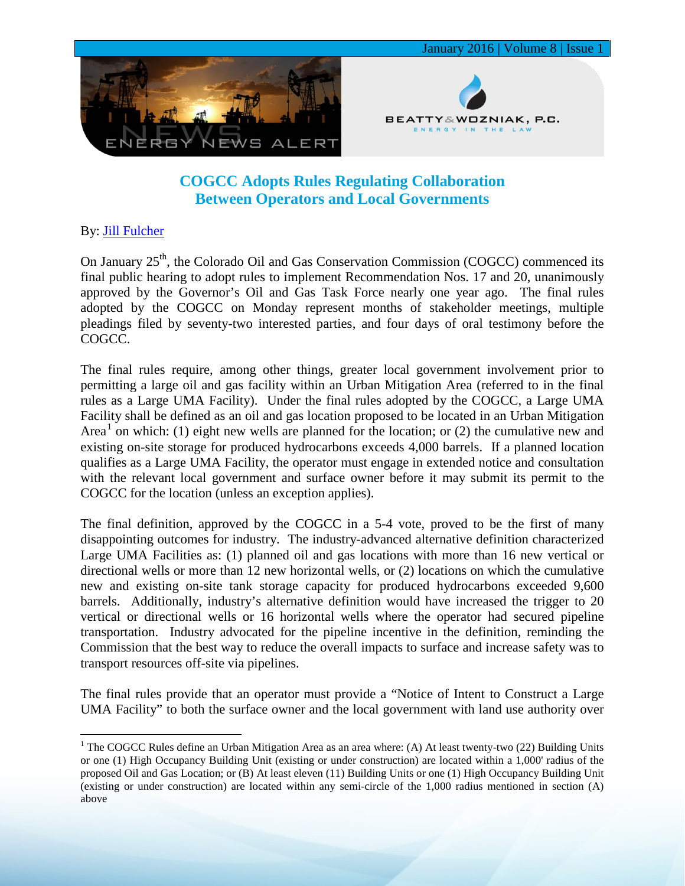# COGCC Adopts Rules Regulating Collaboration Between Operators and Local Governments

By: Jill Fulcher

On January 25th, the Colorado Oil and Gas Conservation Commission (COGCC) commenced its final public hearing to adopt rules to implement Recommendation Nos. 17 and 20, unanimously approved by the Governor's Oil and Gas Task Force nearly one year ago. The final rules adopted by the COGCC on Monday represent months of stakeholder meetings, multiple pleadings filed by seventy-two interested parties, and four days of oral testimony before the COGCC.

The final rules require, among other things, greater local government involvement prior to permitting a large oil and gas facility within an Urban Mitigation Area (referred to in the final rules as a Large UMA Facility). Under the final rules adopted by the COGCC, a Large UMA Facility shall be defined as an oil and gas location proposed to be located in an Urban Mitigation Area[1] on which: (1) eight new wells are planned for the location; or (2) the cumulative new and existing on-site storage for produced hydrocarbons exceeds 4,000 barrels. If a planned location qualifies as a Large UMA Facility, the operator must engage in extended notice and consultation with the relevant local government and surface owner before it may submit its permit to the COGCC for the location (unless an exception applies).

The final definition, approved by the COGCC in a 5-4 vote, proved to be the first of many disappointing outcomes for industry. The industry-advanced alternative definition characterized Large UMA Facilities as: (1) planned oil and gas locations with more than 16 new vertical or directional wells or more than 12 new horizontal wells, or (2) locations on which the cumulative new and existing on-site tank storage capacity for produced hydrocarbons exceeded 9,600 barrels. Additionally, industry's alternative definition would have increased the trigger to 20 vertical or directional wells or 16 horizontal wells where the operator had secured pipeline transportation. Industry advocated for the pipeline incentive in the definition, reminding the Commission that the best way to reduce the overall impacts to surface and increase safety was to transport resources off-site via pipelines.

The final rules provide that an operator must provide a "Notice of Intent to Construct a Large UMA Facility" to both the surface owner and the local government with land use authority over

[1] The COGCC Rules define an Urban Mitigation Area as an area where: (A) At least twenty-two (22) Building Units or one (1) High Occupancy Building Unit (existing or under construction) are located within a 1,000' radius of the proposed Oil and Gas Location; or (B) At least eleven (11) Building Units or one (1) High Occupancy Building Unit (existing or under construction) are located within any semi-circle of the 1,000 radius mentioned in section (A) above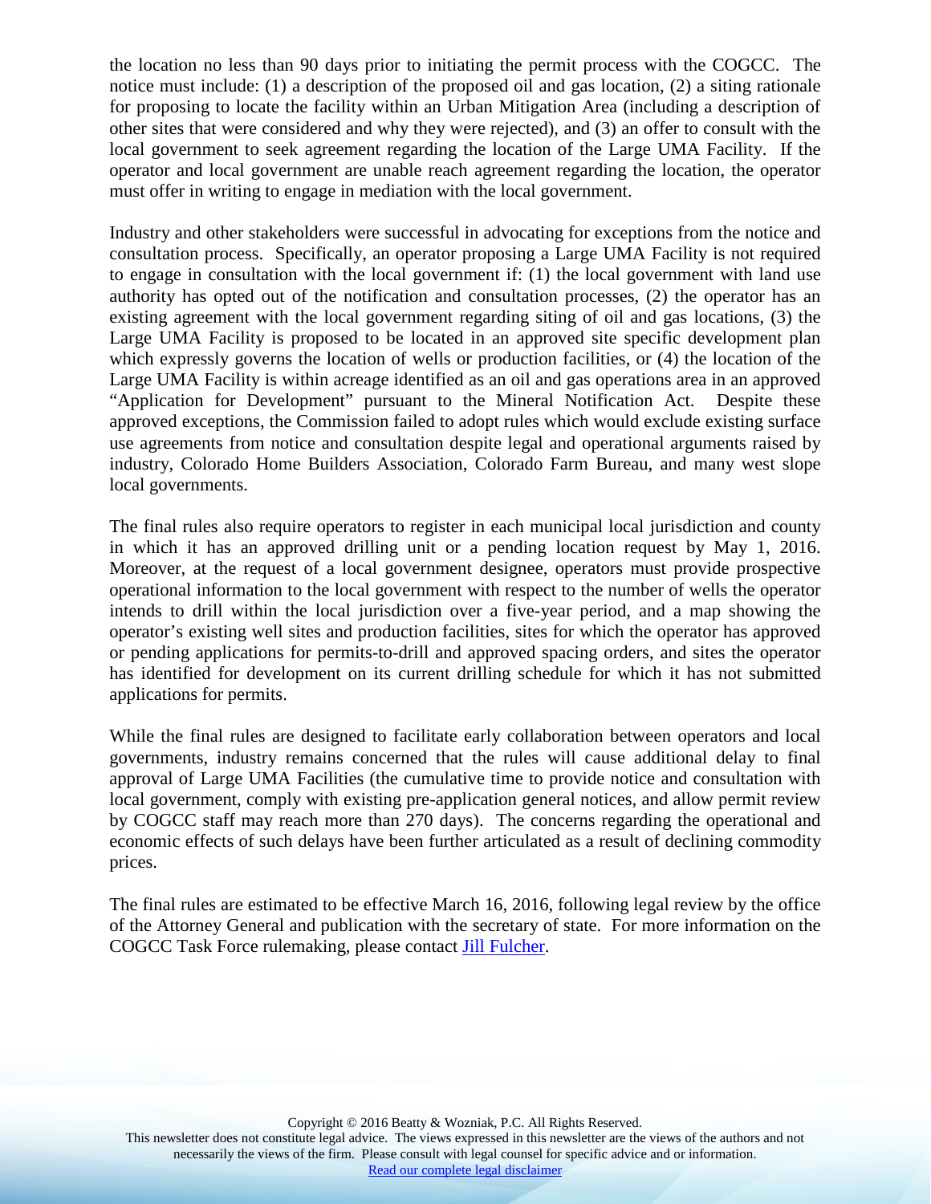the location no less than 90 days prior to initiating the permit process with the COGCC. The notice must include: (1) a description of the proposed oil and gas location, (2) a siting rationale for proposing to locate the facility within an Urban Mitigation Area (including a description of other sites that were considered and why they were rejected), and (3) an offer to consult with the local government to seek agreement regarding the location of the Large UMA Facility. If the operator and local government are unable reach agreement regarding the location, the operator must offer in writing to engage in mediation with the local government.

Industry and other stakeholders were successful in advocating for exceptions from the notice and consultation process. Specifically, an operator proposing a Large UMA Facility is not required to engage in consultation with the local government if: (1) the local government with land use authority has opted out of the notification and consultation processes, (2) the operator has an existing agreement with the local government regarding siting of oil and gas locations, (3) the Large UMA Facility is proposed to be located in an approved site specific development plan which expressly governs the location of wells or production facilities, or (4) the location of the Large UMA Facility is within acreage identified as an oil and gas operations area in an approved "Application for Development" pursuant to the Mineral Notification Act. Despite these approved exceptions, the Commission failed to adopt rules which would exclude existing surface use agreements from notice and consultation despite legal and operational arguments raised by industry, Colorado Home Builders Association, Colorado Farm Bureau, and many west slope local governments.

The final rules also require operators to register in each municipal local jurisdiction and county in which it has an approved drilling unit or a pending location request by May 1, 2016. Moreover, at the request of a local government designee, operators must provide prospective operational information to the local government with respect to the number of wells the operator intends to drill within the local jurisdiction over a five-year period, and a map showing the operator's existing well sites and production facilities, sites for which the operator has approved or pending applications for permits-to-drill and approved spacing orders, and sites the operator has identified for development on its current drilling schedule for which it has not submitted applications for permits.

While the final rules are designed to facilitate early collaboration between operators and local governments, industry remains concerned that the rules will cause additional delay to final approval of Large UMA Facilities (the cumulative time to provide notice and consultation with local government, comply with existing pre-application general notices, and allow permit review by COGCC staff may reach more than 270 days). The concerns regarding the operational and economic effects of such delays have been further articulated as a result of declining commodity prices.

The final rules are estimated to be effective March 16, 2016, following legal review by the office of the Attorney General and publication with the secretary of state. For more information on the COGCC Task Force rulemaking, please contact Jill Fulcher.

Copyright © 2016 Beatty & Wozniak, P.C. All Rights Reserved.
This newsletter does not constitute legal advice. The views expressed in this newsletter are the views of the authors and not necessarily the views of the firm. Please consult with legal counsel for specific advice and or information.
Read our complete legal disclaimer